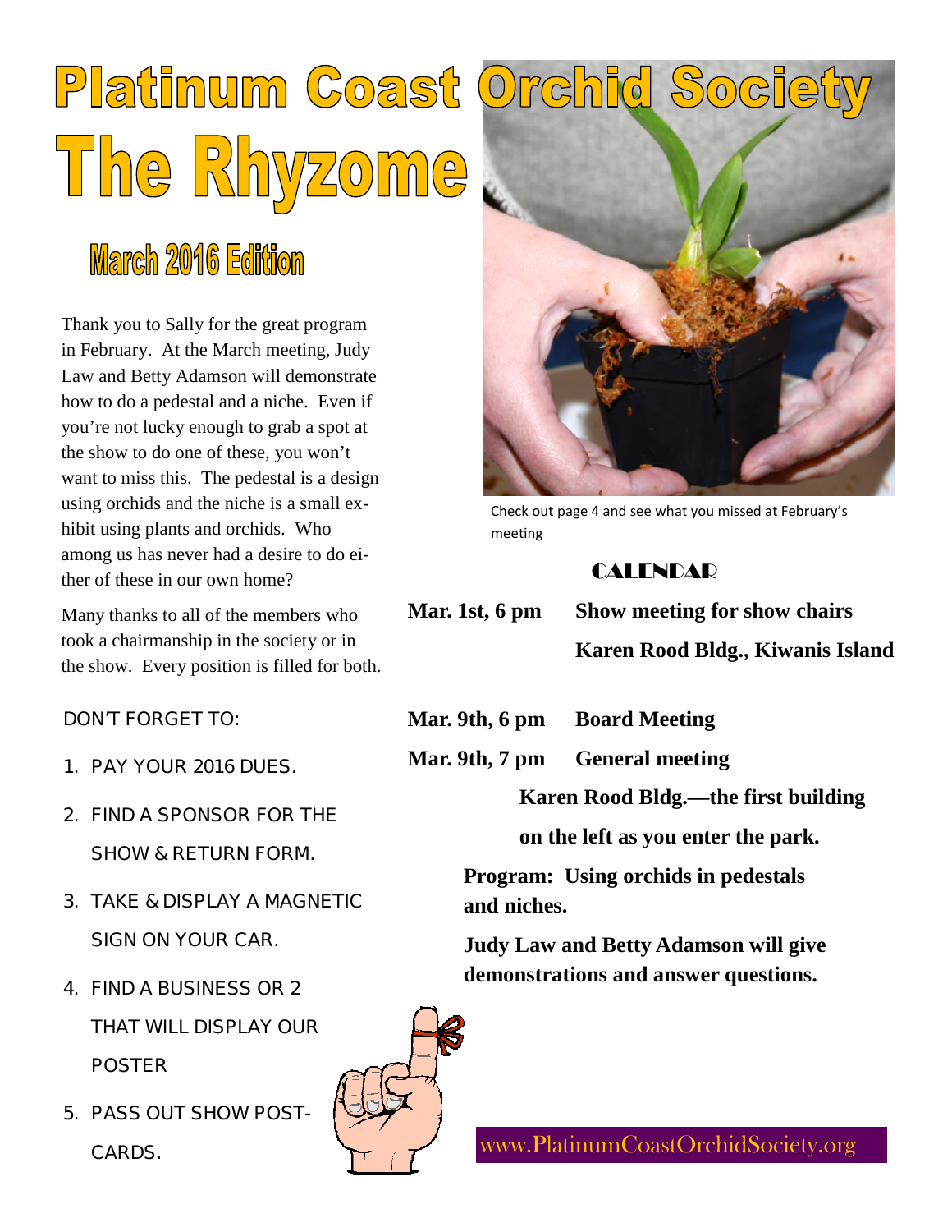# Platinum Coast Orchid Society

# The Rhyzome

## March 2016 Edition

Thank you to Sally for the great program in February. At the March meeting, Judy Law and Betty Adamson will demonstrate how to do a pedestal and a niche. Even if you're not lucky enough to grab a spot at the show to do one of these, you won't want to miss this. The pedestal is a design using orchids and the niche is a small exhibit using plants and orchids. Who among us has never had a desire to do either of these in our own home?

Many thanks to all of the members who took a chairmanship in the society or in the show. Every position is filled for both.

Check out page 4 and see what you missed at February's meeting

DON'T FORGET TO:

1. PAY YOUR 2016 DUES.
2. FIND A SPONSOR FOR THE SHOW & RETURN FORM.
3. TAKE & DISPLAY A MAGNETIC SIGN ON YOUR CAR.
4. FIND A BUSINESS OR 2 THAT WILL DISPLAY OUR POSTER
5. PASS OUT SHOW POSTCARDS.

### CALENDAR

**Mar. 1st, 6 pm** **Show meeting for show chairs**
**Karen Rood Bldg., Kiwanis Island**

**Mar. 9th, 6 pm** **Board Meeting**

**Mar. 9th, 7 pm** **General meeting**

**Karen Rood Bldg.—the first building on the left as you enter the park.**

**Program: Using orchids in pedestals and niches.**

**Judy Law and Betty Adamson will give demonstrations and answer questions.**

www.PlatinumCoastOrchidSociety.org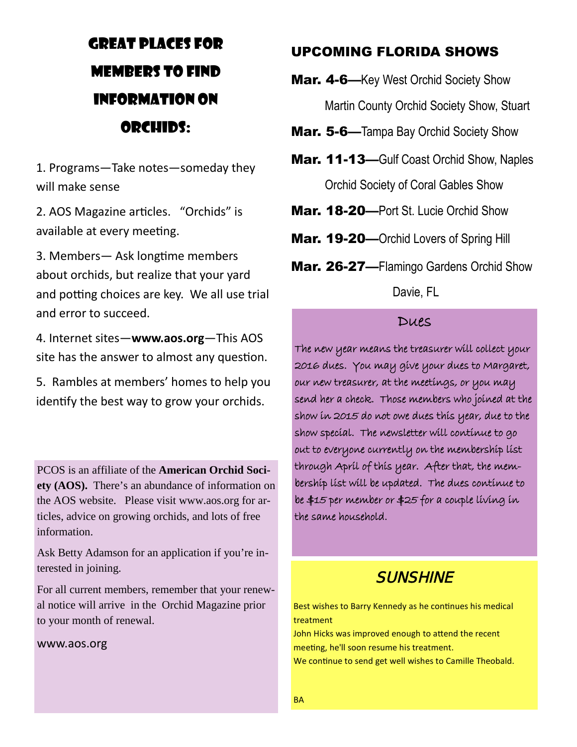# Great Places for Members to Find Information on Orchids:

1. Programs—Take notes—someday they will make sense

2. AOS Magazine articles. "Orchids" is available at every meeting.

3. Members— Ask longtime members about orchids, but realize that your yard and potting choices are key. We all use trial and error to succeed.

4. Internet sites—**www.aos.org**—This AOS site has the answer to almost any question.

5. Rambles at members' homes to help you identify the best way to grow your orchids.

PCOS is an affiliate of the **American Orchid Society (AOS).** There's an abundance of information on the AOS website. Please visit www.aos.org for articles, advice on growing orchids, and lots of free information.

Ask Betty Adamson for an application if you're interested in joining.

For all current members, remember that your renewal notice will arrive in the Orchid Magazine prior to your month of renewal.

www.aos.org

## UPCOMING FLORIDA SHOWS

**Mar. 4-6—**Key West Orchid Society Show

Martin County Orchid Society Show, Stuart

**Mar. 5-6—**Tampa Bay Orchid Society Show

**Mar. 11-13—**Gulf Coast Orchid Show, Naples

Orchid Society of Coral Gables Show

**Mar. 18-20—**Port St. Lucie Orchid Show

**Mar. 19-20—**Orchid Lovers of Spring Hill

**Mar. 26-27—**Flamingo Gardens Orchid Show

Davie, FL

## Dues

The new year means the treasurer will collect your 2016 dues. You may give your dues to Margaret, our new treasurer, at the meetings, or you may send her a check. Those members who joined at the show in 2015 do not owe dues this year, due to the show special. The newsletter will continue to go out to everyone currently on the membership list through April of this year. After that, the membership list will be updated. The dues continue to be $15 per member or $25 for a couple living in the same household.

## *SUNSHINE*

Best wishes to Barry Kennedy as he continues his medical treatment

John Hicks was improved enough to attend the recent meeting, he'll soon resume his treatment.

We continue to send get well wishes to Camille Theobald.

BA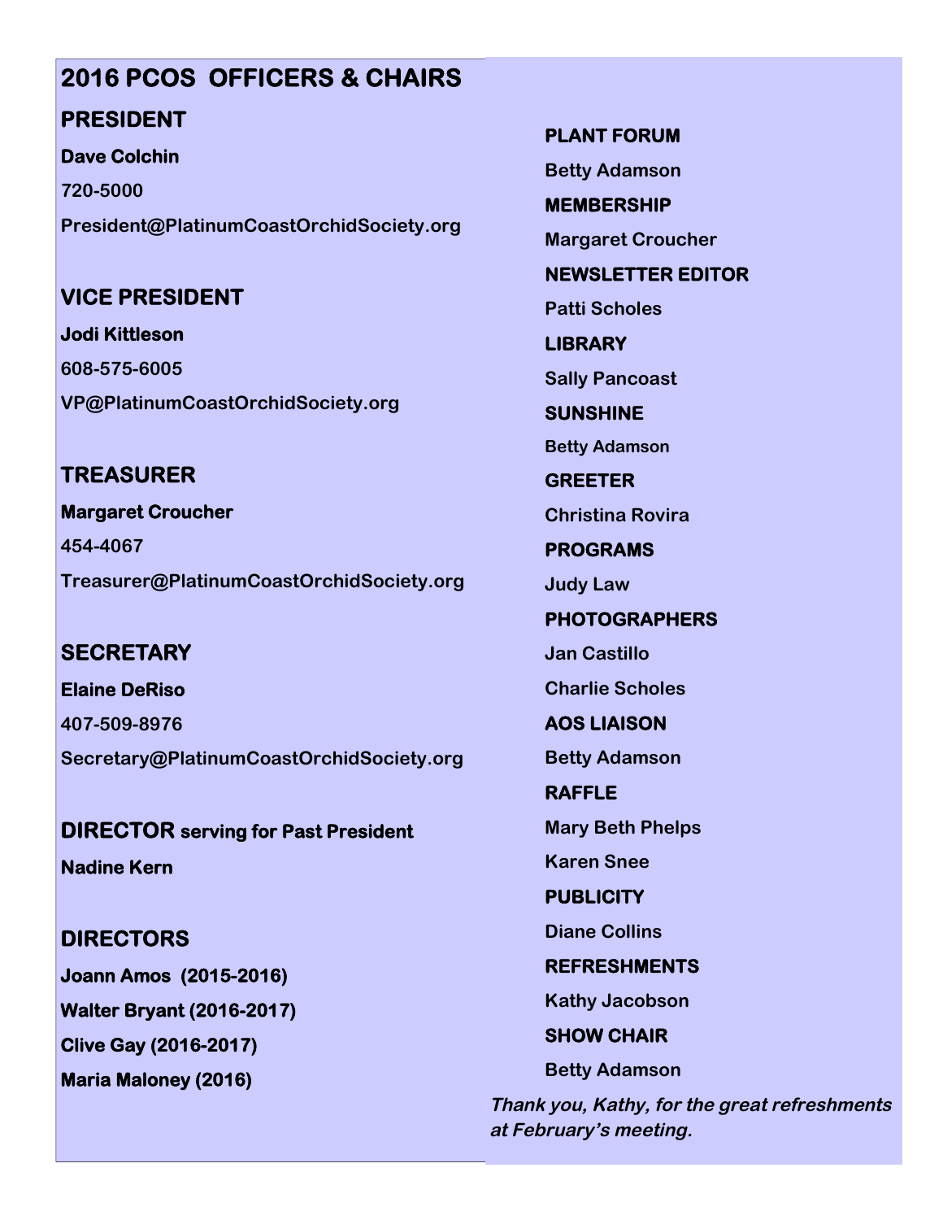# 2016 PCOS OFFICERS & CHAIRS

## PRESIDENT

**Dave Colchin**

**720-5000**

**President@PlatinumCoastOrchidSociety.org**

## VICE PRESIDENT

**Jodi Kittleson**

**608-575-6005**

**VP@PlatinumCoastOrchidSociety.org**

## TREASURER

**Margaret Croucher**

**454-4067**

**Treasurer@PlatinumCoastOrchidSociety.org**

## SECRETARY

**Elaine DeRiso**

**407-509-8976**

**Secretary@PlatinumCoastOrchidSociety.org**

## DIRECTOR serving for Past President

**Nadine Kern**

## DIRECTORS

**Joann Amos (2015-2016)**

**Walter Bryant (2016-2017)**

**Clive Gay (2016-2017)**

**Maria Maloney (2016)**

**PLANT FORUM**

Betty Adamson

**MEMBERSHIP**

Margaret Croucher

**NEWSLETTER EDITOR**

Patti Scholes

**LIBRARY**

Sally Pancoast

**SUNSHINE**

Betty Adamson

**GREETER**

Christina Rovira

**PROGRAMS**

Judy Law

**PHOTOGRAPHERS**

Jan Castillo

Charlie Scholes

**AOS LIAISON**

Betty Adamson

**RAFFLE**

Mary Beth Phelps

Karen Snee

**PUBLICITY**

Diane Collins

**REFRESHMENTS**

Kathy Jacobson

**SHOW CHAIR**

Betty Adamson

***Thank you, Kathy, for the great refreshments at February's meeting.***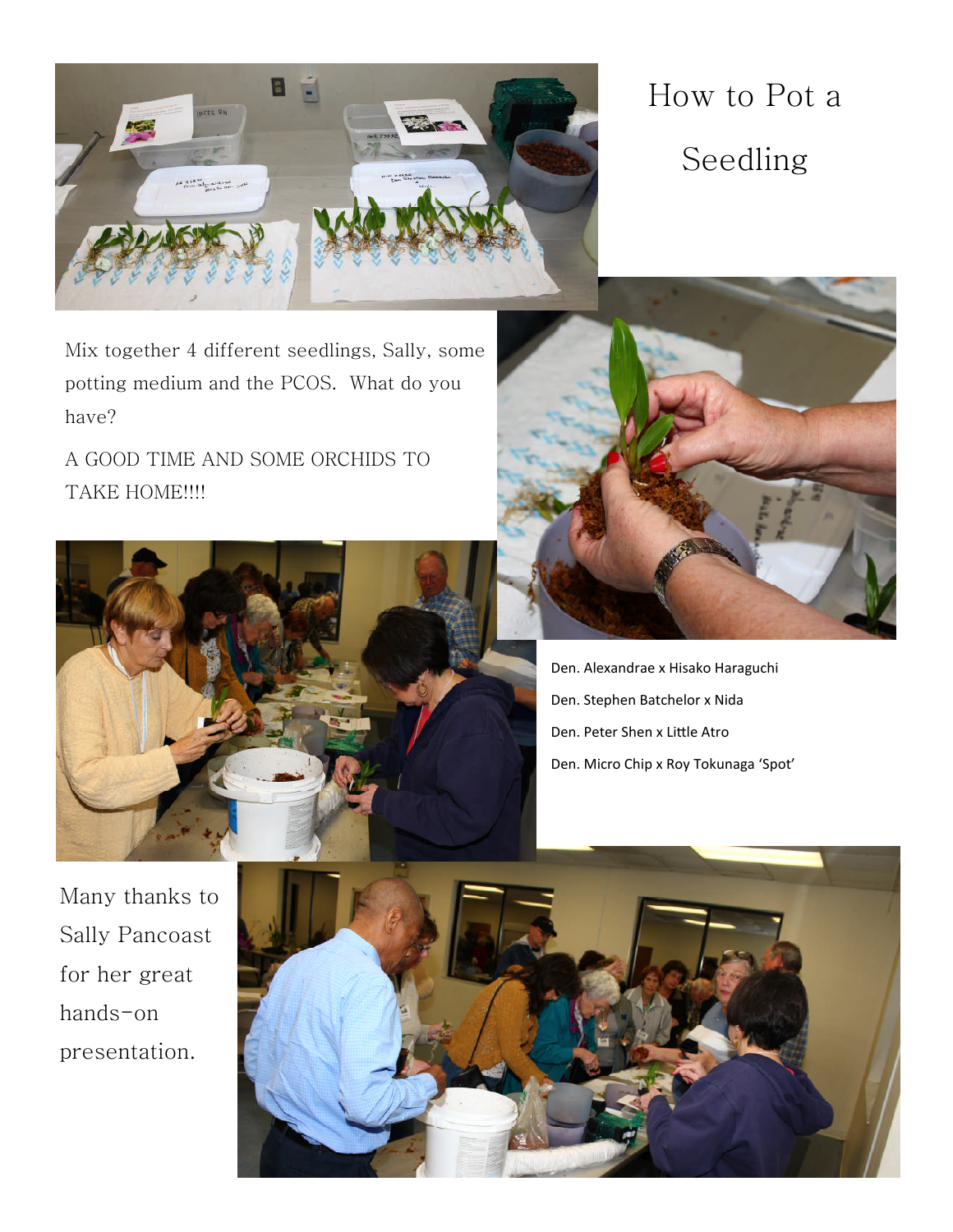# How to Pot a Seedling

Mix together 4 different seedlings, Sally, some potting medium and the PCOS. What do you have?

A GOOD TIME AND SOME ORCHIDS TO TAKE HOME!!!!

Den. Alexandrae x Hisako Haraguchi

Den. Stephen Batchelor x Nida

Den. Peter Shen x Little Atro

Den. Micro Chip x Roy Tokunaga 'Spot'

Many thanks to Sally Pancoast for her great hands-on presentation.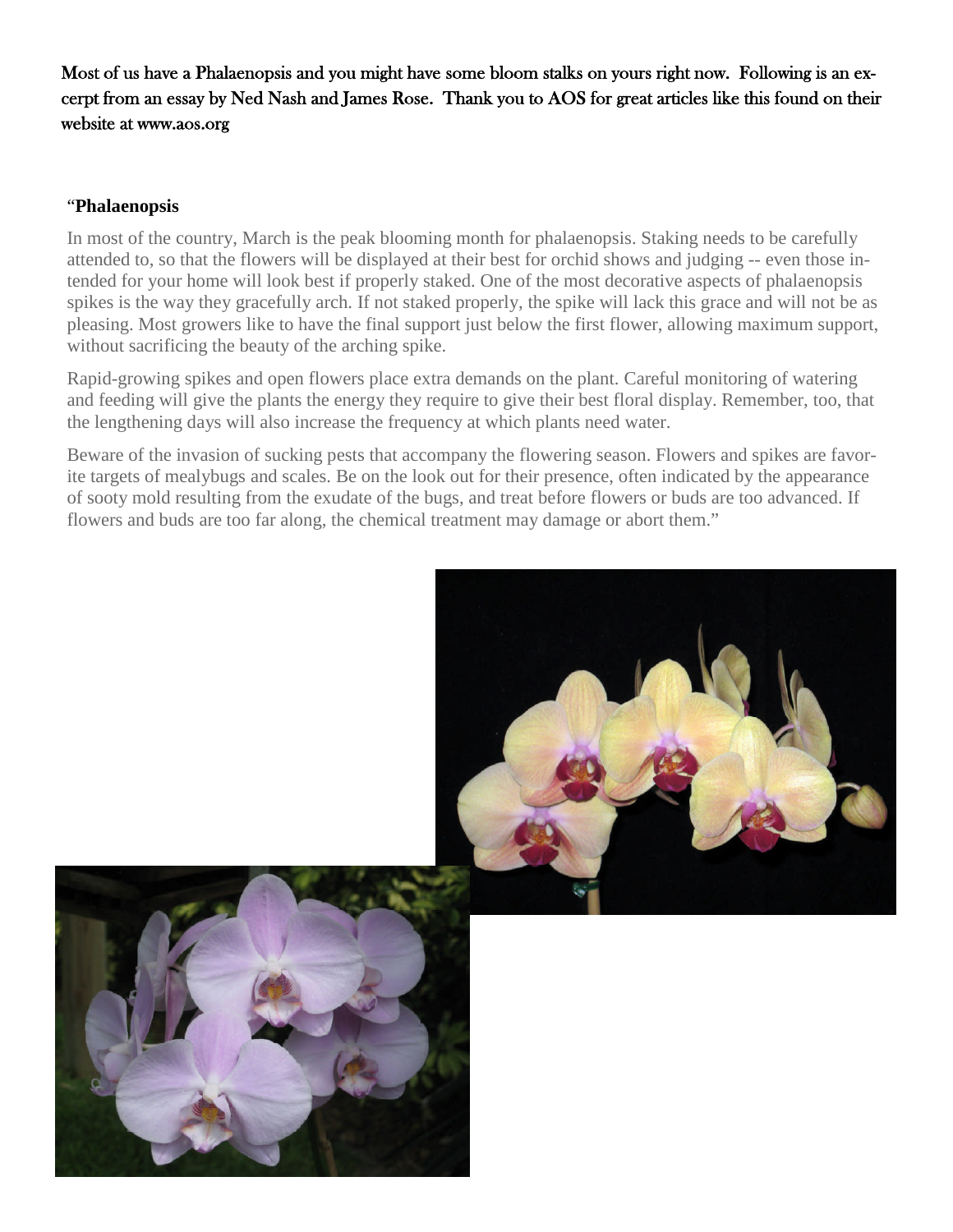Most of us have a Phalaenopsis and you might have some bloom stalks on yours right now. Following is an excerpt from an essay by Ned Nash and James Rose. Thank you to AOS for great articles like this found on their website at www.aos.org

"**Phalaenopsis**

In most of the country, March is the peak blooming month for phalaenopsis. Staking needs to be carefully attended to, so that the flowers will be displayed at their best for orchid shows and judging -- even those intended for your home will look best if properly staked. One of the most decorative aspects of phalaenopsis spikes is the way they gracefully arch. If not staked properly, the spike will lack this grace and will not be as pleasing. Most growers like to have the final support just below the first flower, allowing maximum support, without sacrificing the beauty of the arching spike.

Rapid-growing spikes and open flowers place extra demands on the plant. Careful monitoring of watering and feeding will give the plants the energy they require to give their best floral display. Remember, too, that the lengthening days will also increase the frequency at which plants need water.

Beware of the invasion of sucking pests that accompany the flowering season. Flowers and spikes are favorite targets of mealybugs and scales. Be on the look out for their presence, often indicated by the appearance of sooty mold resulting from the exudate of the bugs, and treat before flowers or buds are too advanced. If flowers and buds are too far along, the chemical treatment may damage or abort them."